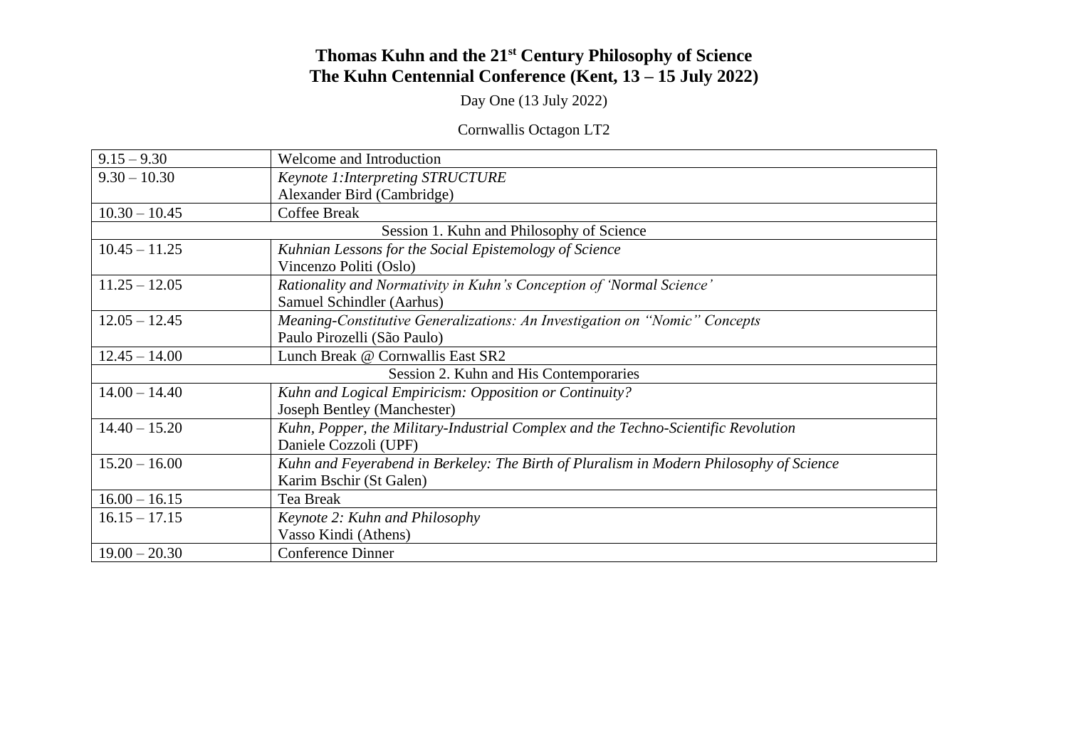# Thomas Kuhn and the 21st Century Philosophy of Science
# The Kuhn Centennial Conference (Kent, 13 – 15 July 2022)

Day One (13 July 2022)

Cornwallis Octagon LT2

| | |
|---|---|
| 9.15 – 9.30 | Welcome and Introduction |
| 9.30 – 10.30 | *Keynote 1:Interpreting STRUCTURE*<br>Alexander Bird (Cambridge) |
| 10.30 – 10.45 | Coffee Break |
| Session 1. Kuhn and Philosophy of Science | |
| 10.45 – 11.25 | *Kuhnian Lessons for the Social Epistemology of Science*<br>Vincenzo Politi (Oslo) |
| 11.25 – 12.05 | *Rationality and Normativity in Kuhn's Conception of 'Normal Science'*<br>Samuel Schindler (Aarhus) |
| 12.05 – 12.45 | *Meaning-Constitutive Generalizations: An Investigation on "Nomic" Concepts*<br>Paulo Pirozelli (São Paulo) |
| 12.45 – 14.00 | Lunch Break @ Cornwallis East SR2 |
| Session 2. Kuhn and His Contemporaries | |
| 14.00 – 14.40 | *Kuhn and Logical Empiricism: Opposition or Continuity?*<br>Joseph Bentley (Manchester) |
| 14.40 – 15.20 | *Kuhn, Popper, the Military-Industrial Complex and the Techno-Scientific Revolution*<br>Daniele Cozzoli (UPF) |
| 15.20 – 16.00 | *Kuhn and Feyerabend in Berkeley: The Birth of Pluralism in Modern Philosophy of Science*<br>Karim Bschir (St Galen) |
| 16.00 – 16.15 | Tea Break |
| 16.15 – 17.15 | *Keynote 2: Kuhn and Philosophy*<br>Vasso Kindi (Athens) |
| 19.00 – 20.30 | Conference Dinner |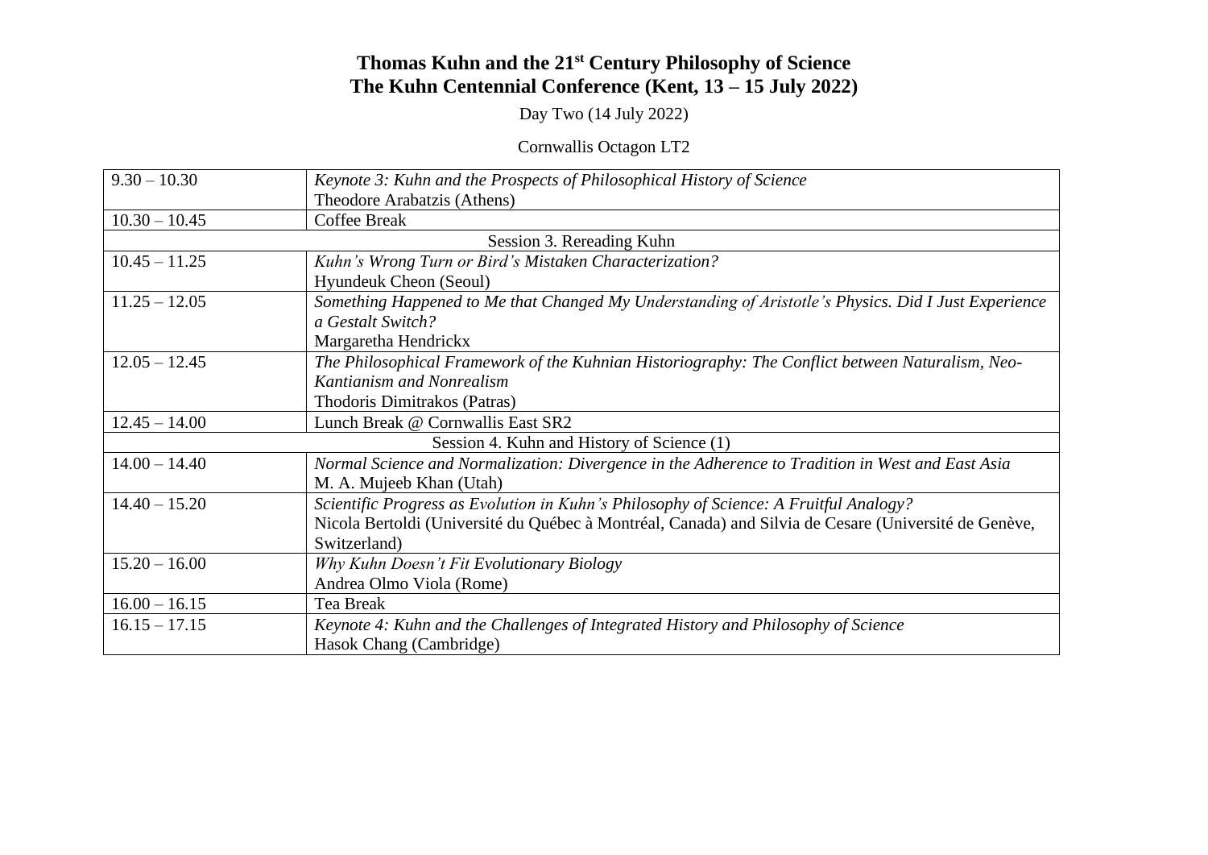# Thomas Kuhn and the 21st Century Philosophy of Science
# The Kuhn Centennial Conference (Kent, 13 – 15 July 2022)

Day Two (14 July 2022)

Cornwallis Octagon LT2

| | |
|---|---|
| 9.30 – 10.30 | *Keynote 3: Kuhn and the Prospects of Philosophical History of Science*<br>Theodore Arabatzis (Athens) |
| 10.30 – 10.45 | Coffee Break |
| Session 3. Rereading Kuhn | |
| 10.45 – 11.25 | *Kuhn's Wrong Turn or Bird's Mistaken Characterization?*<br>Hyundeuk Cheon (Seoul) |
| 11.25 – 12.05 | *Something Happened to Me that Changed My Understanding of Aristotle's Physics. Did I Just Experience a Gestalt Switch?*<br>Margaretha Hendrickx |
| 12.05 – 12.45 | *The Philosophical Framework of the Kuhnian Historiography: The Conflict between Naturalism, Neo-Kantianism and Nonrealism*<br>Thodoris Dimitrakos (Patras) |
| 12.45 – 14.00 | Lunch Break @ Cornwallis East SR2 |
| Session 4. Kuhn and History of Science (1) | |
| 14.00 – 14.40 | *Normal Science and Normalization: Divergence in the Adherence to Tradition in West and East Asia*<br>M. A. Mujeeb Khan (Utah) |
| 14.40 – 15.20 | *Scientific Progress as Evolution in Kuhn's Philosophy of Science: A Fruitful Analogy?*<br>Nicola Bertoldi (Université du Québec à Montréal, Canada) and Silvia de Cesare (Université de Genève, Switzerland) |
| 15.20 – 16.00 | *Why Kuhn Doesn't Fit Evolutionary Biology*<br>Andrea Olmo Viola (Rome) |
| 16.00 – 16.15 | Tea Break |
| 16.15 – 17.15 | *Keynote 4: Kuhn and the Challenges of Integrated History and Philosophy of Science*<br>Hasok Chang (Cambridge) |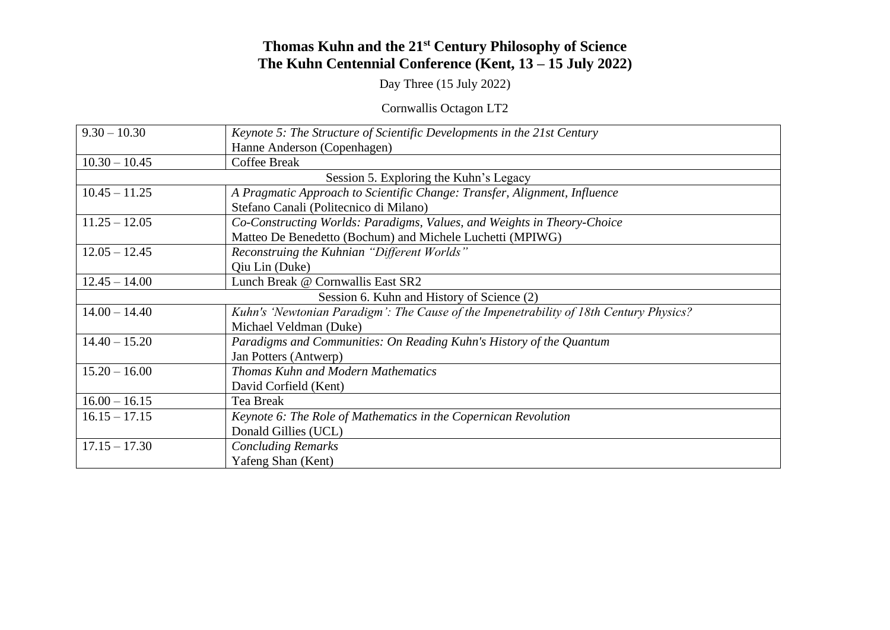# Thomas Kuhn and the 21st Century Philosophy of Science
# The Kuhn Centennial Conference (Kent, 13 – 15 July 2022)

Day Three (15 July 2022)

Cornwallis Octagon LT2

| | |
|---|---|
| 9.30 – 10.30 | *Keynote 5: The Structure of Scientific Developments in the 21st Century*<br>Hanne Anderson (Copenhagen) |
| 10.30 – 10.45 | Coffee Break |
| Session 5. Exploring the Kuhn's Legacy | |
| 10.45 – 11.25 | *A Pragmatic Approach to Scientific Change: Transfer, Alignment, Influence*<br>Stefano Canali (Politecnico di Milano) |
| 11.25 – 12.05 | *Co-Constructing Worlds: Paradigms, Values, and Weights in Theory-Choice*<br>Matteo De Benedetto (Bochum) and Michele Luchetti (MPIWG) |
| 12.05 – 12.45 | *Reconstruing the Kuhnian "Different Worlds"*<br>Qiu Lin (Duke) |
| 12.45 – 14.00 | Lunch Break @ Cornwallis East SR2 |
| Session 6. Kuhn and History of Science (2) | |
| 14.00 – 14.40 | *Kuhn's 'Newtonian Paradigm': The Cause of the Impenetrability of 18th Century Physics?*<br>Michael Veldman (Duke) |
| 14.40 – 15.20 | *Paradigms and Communities: On Reading Kuhn's History of the Quantum*<br>Jan Potters (Antwerp) |
| 15.20 – 16.00 | *Thomas Kuhn and Modern Mathematics*<br>David Corfield (Kent) |
| 16.00 – 16.15 | Tea Break |
| 16.15 – 17.15 | *Keynote 6: The Role of Mathematics in the Copernican Revolution*<br>Donald Gillies (UCL) |
| 17.15 – 17.30 | *Concluding Remarks*<br>Yafeng Shan (Kent) |